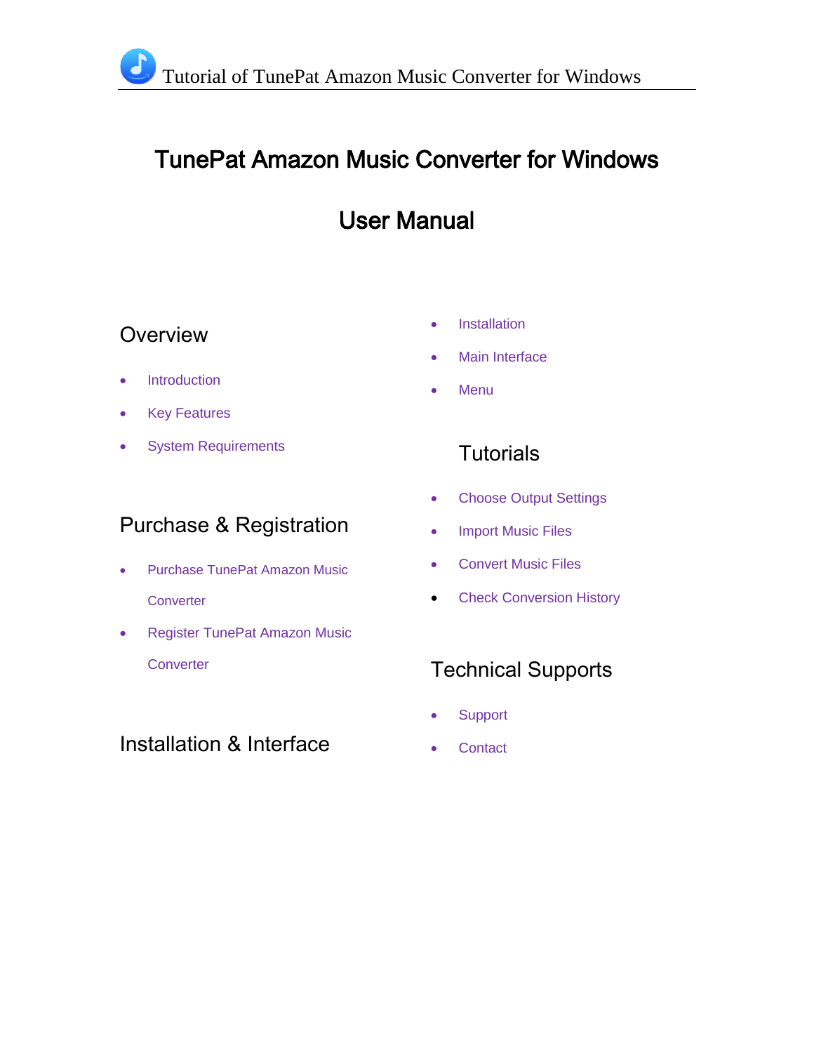# TunePat Amazon Music Converter for Windows

# User Manual

## Overview

- Introduction
- Key Features
- System Requirements

## Purchase & Registration

- Purchase TunePat Amazon Music Converter
- Register TunePat Amazon Music Converter

## Installation & Interface

- Installation
- Main Interface
- Menu

## Tutorials

- Choose Output Settings
- Import Music Files
- Convert Music Files
- Check Conversion History

## Technical Supports

- Support
- Contact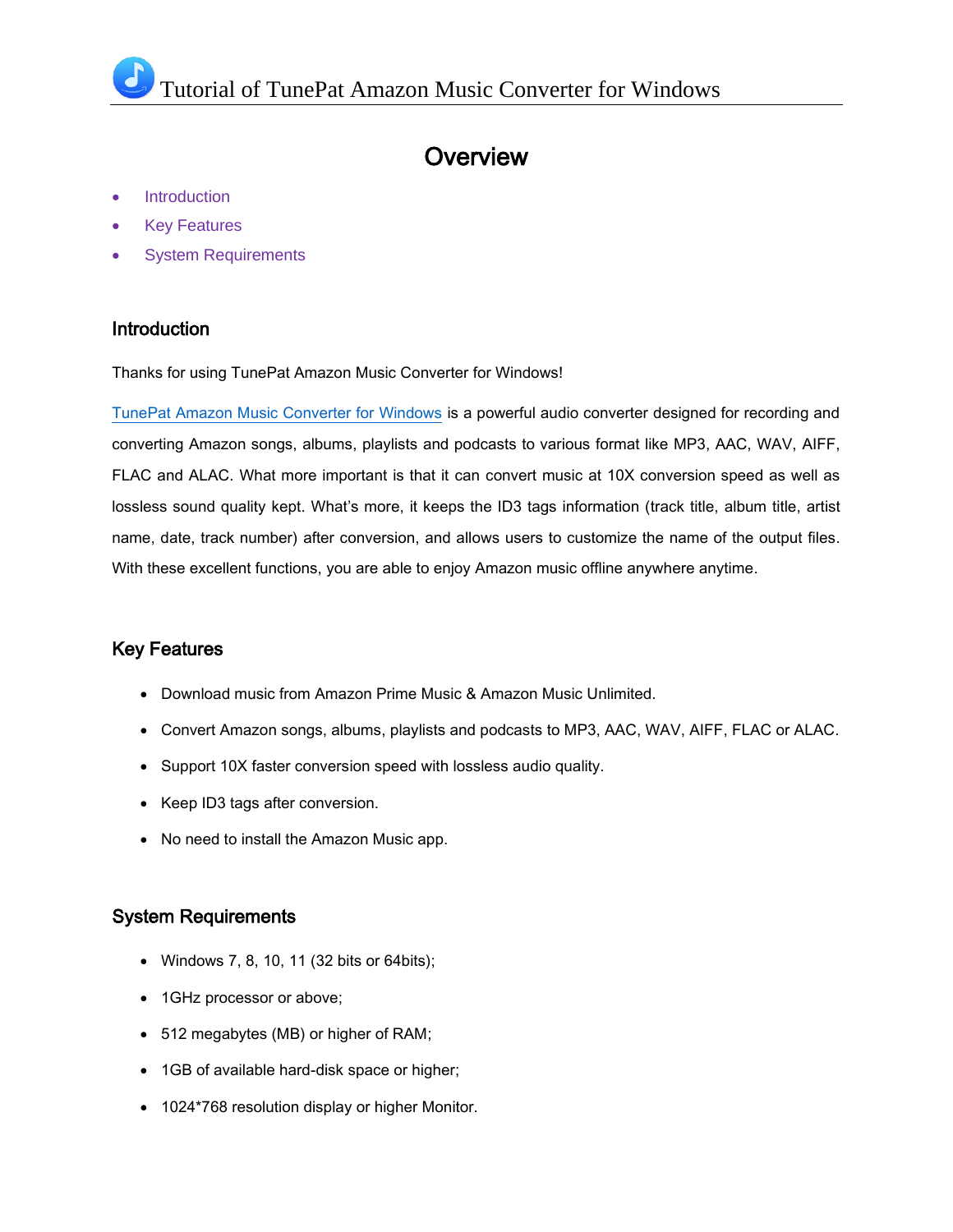# Overview

- Introduction
- Key Features
- System Requirements

## Introduction

Thanks for using TunePat Amazon Music Converter for Windows!

TunePat Amazon Music Converter for Windows is a powerful audio converter designed for recording and converting Amazon songs, albums, playlists and podcasts to various format like MP3, AAC, WAV, AIFF, FLAC and ALAC. What more important is that it can convert music at 10X conversion speed as well as lossless sound quality kept. What's more, it keeps the ID3 tags information (track title, album title, artist name, date, track number) after conversion, and allows users to customize the name of the output files. With these excellent functions, you are able to enjoy Amazon music offline anywhere anytime.

## Key Features

- Download music from Amazon Prime Music & Amazon Music Unlimited.
- Convert Amazon songs, albums, playlists and podcasts to MP3, AAC, WAV, AIFF, FLAC or ALAC.
- Support 10X faster conversion speed with lossless audio quality.
- Keep ID3 tags after conversion.
- No need to install the Amazon Music app.

## System Requirements

- Windows 7, 8, 10, 11 (32 bits or 64bits);
- 1GHz processor or above;
- 512 megabytes (MB) or higher of RAM;
- 1GB of available hard-disk space or higher;
- 1024*768 resolution display or higher Monitor.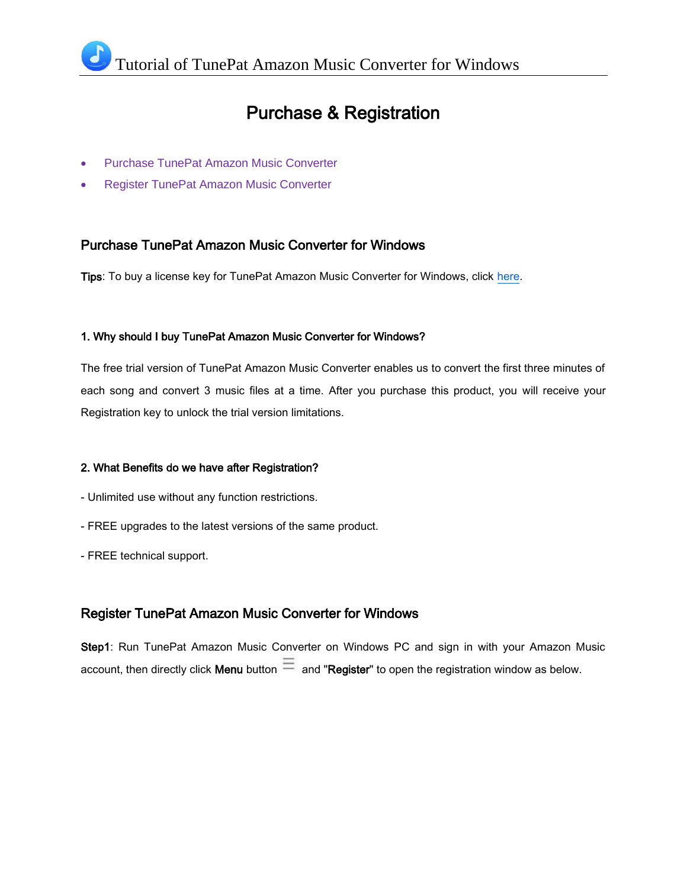# Purchase & Registration

- Purchase TunePat Amazon Music Converter
- Register TunePat Amazon Music Converter

## Purchase TunePat Amazon Music Converter for Windows

**Tips**: To buy a license key for TunePat Amazon Music Converter for Windows, click here.

### 1. Why should I buy TunePat Amazon Music Converter for Windows?

The free trial version of TunePat Amazon Music Converter enables us to convert the first three minutes of each song and convert 3 music files at a time. After you purchase this product, you will receive your Registration key to unlock the trial version limitations.

### 2. What Benefits do we have after Registration?

- Unlimited use without any function restrictions.

- FREE upgrades to the latest versions of the same product.

- FREE technical support.

## Register TunePat Amazon Music Converter for Windows

**Step1**: Run TunePat Amazon Music Converter on Windows PC and sign in with your Amazon Music account, then directly click **Menu** button ☰ and "**Register**" to open the registration window as below.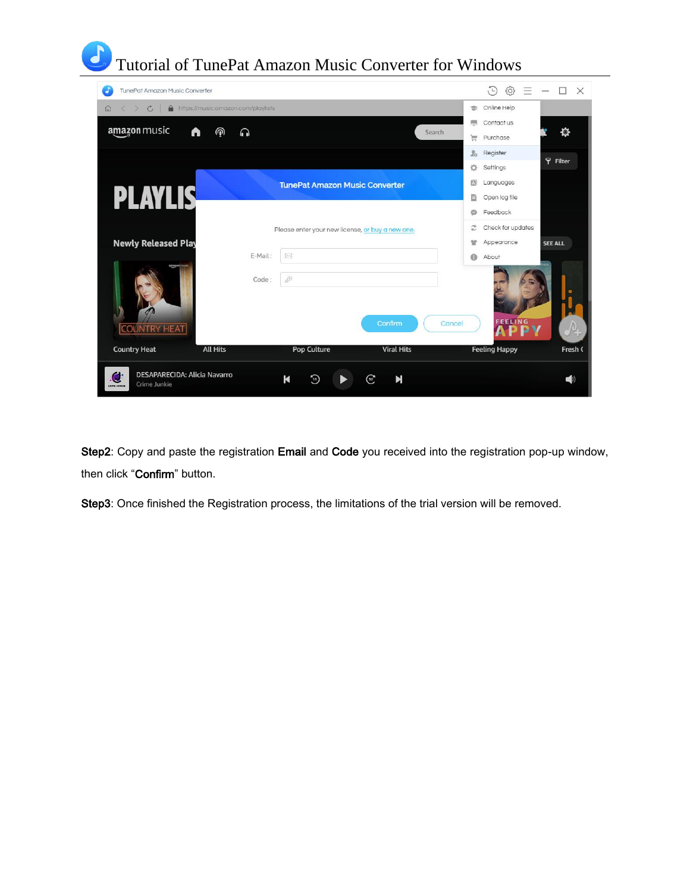Step2: Copy and paste the registration **Email** and **Code** you received into the registration pop-up window, then click "**Confirm**" button.

Step3: Once finished the Registration process, the limitations of the trial version will be removed.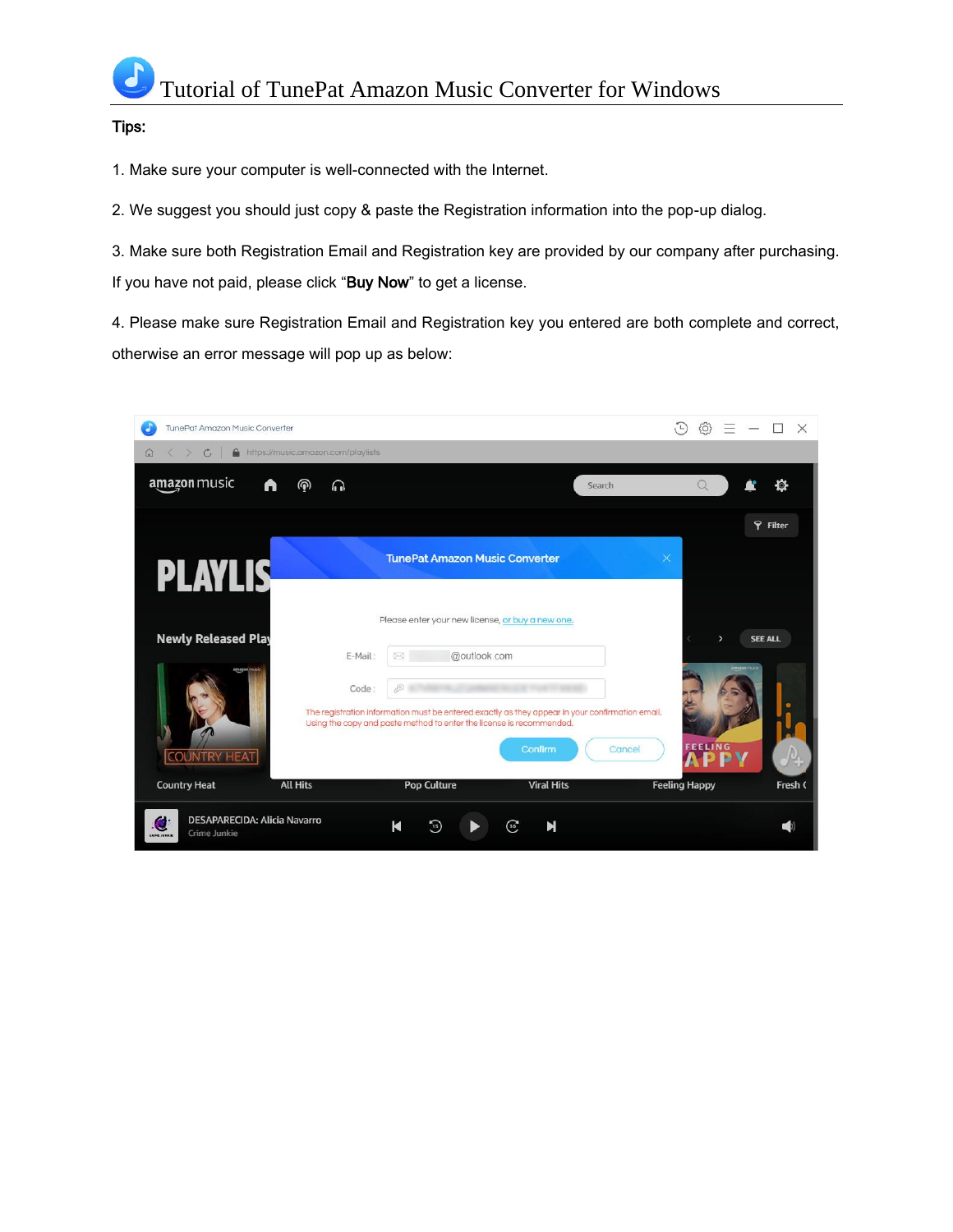# Tutorial of TunePat Amazon Music Converter for Windows

**Tips:**

1. Make sure your computer is well-connected with the Internet.

2. We suggest you should just copy & paste the Registration information into the pop-up dialog.

3. Make sure both Registration Email and Registration key are provided by our company after purchasing. If you have not paid, please click "**Buy Now**" to get a license.

4. Please make sure Registration Email and Registration key you entered are both complete and correct, otherwise an error message will pop up as below: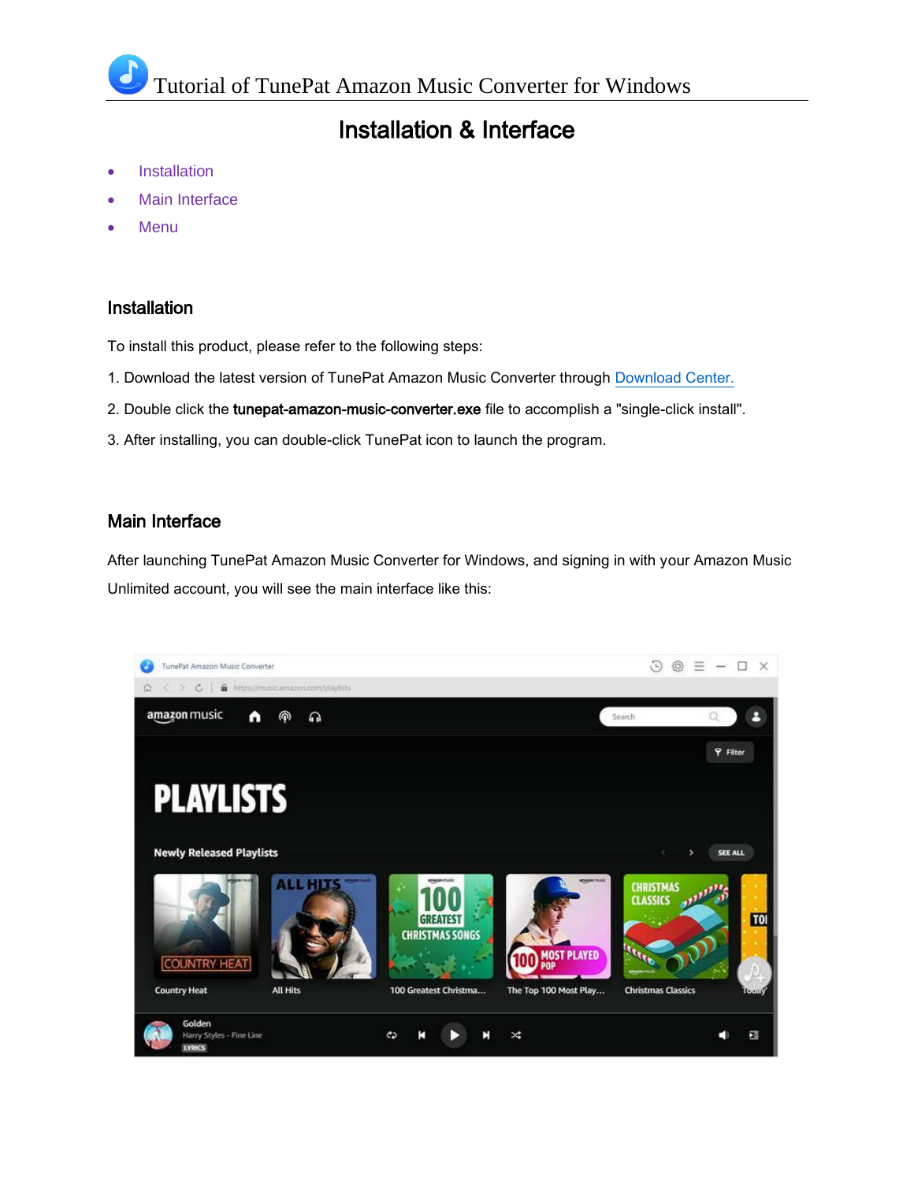# Tutorial of TunePat Amazon Music Converter for Windows

## Installation & Interface

- Installation
- Main Interface
- Menu

### Installation

To install this product, please refer to the following steps:

1. Download the latest version of TunePat Amazon Music Converter through Download Center.

2. Double click the **tunepat-amazon-music-converter.exe** file to accomplish a "single-click install".

3. After installing, you can double-click TunePat icon to launch the program.

### Main Interface

After launching TunePat Amazon Music Converter for Windows, and signing in with your Amazon Music Unlimited account, you will see the main interface like this: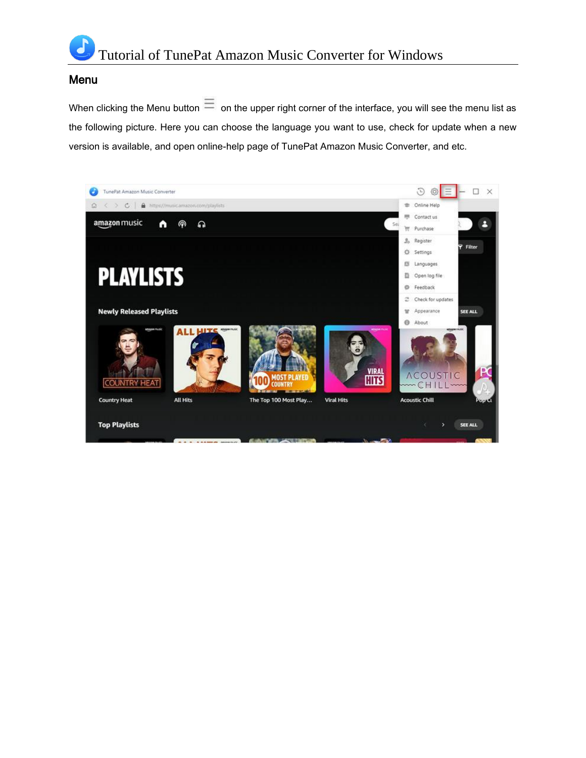## Menu

When clicking the Menu button ☰ on the upper right corner of the interface, you will see the menu list as the following picture. Here you can choose the language you want to use, check for update when a new version is available, and open online-help page of TunePat Amazon Music Converter, and etc.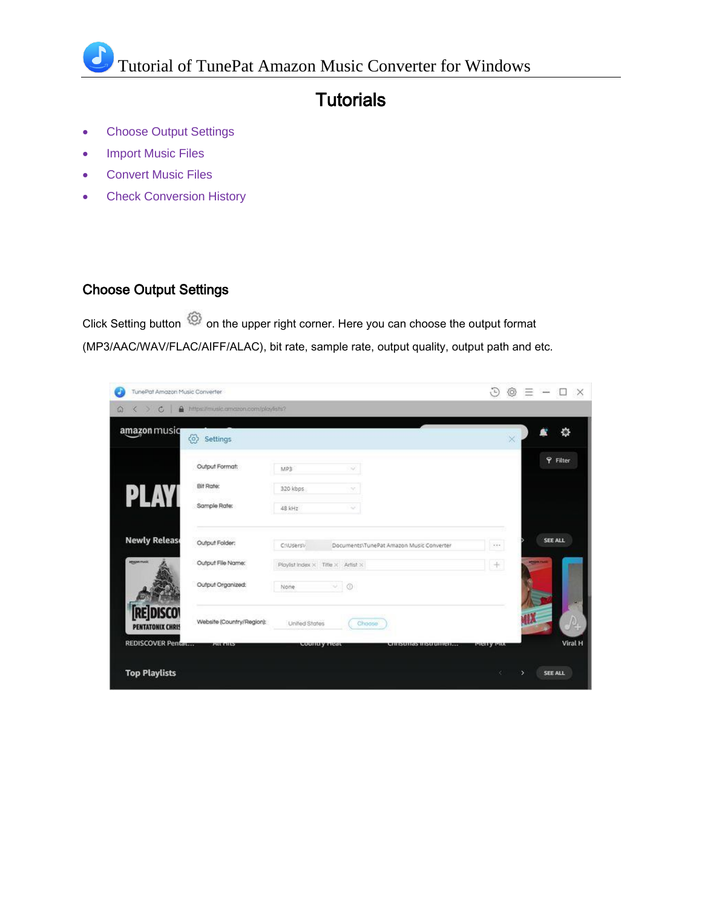# Tutorials

- Choose Output Settings
- Import Music Files
- Convert Music Files
- Check Conversion History

## Choose Output Settings

Click Setting button on the upper right corner. Here you can choose the output format (MP3/AAC/WAV/FLAC/AIFF/ALAC), bit rate, sample rate, output quality, output path and etc.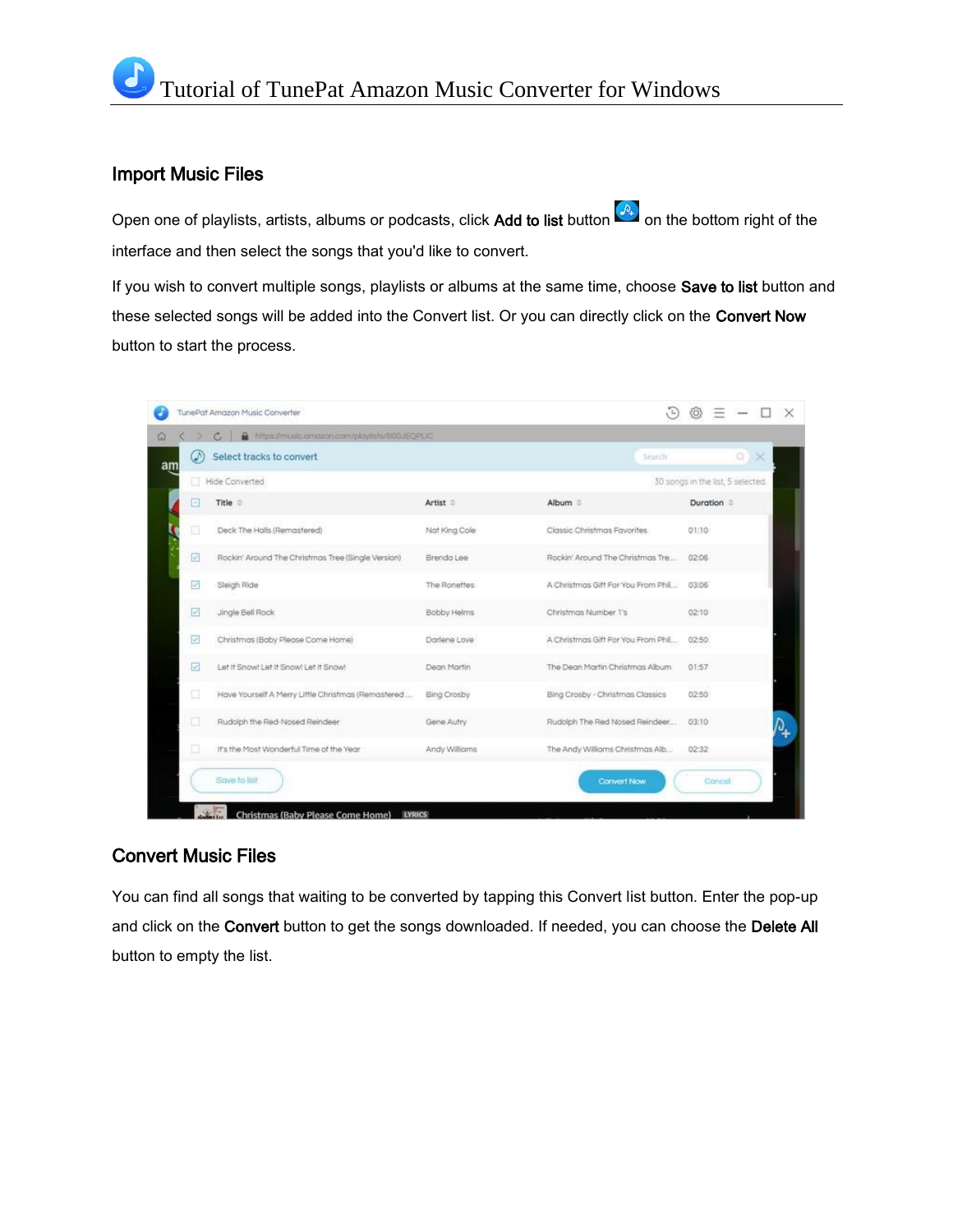## Import Music Files

Open one of playlists, artists, albums or podcasts, click **Add to list** button on the bottom right of the interface and then select the songs that you'd like to convert.

If you wish to convert multiple songs, playlists or albums at the same time, choose **Save to list** button and these selected songs will be added into the Convert list. Or you can directly click on the **Convert Now** button to start the process.

## Convert Music Files

You can find all songs that waiting to be converted by tapping this Convert list button. Enter the pop-up and click on the **Convert** button to get the songs downloaded. If needed, you can choose the **Delete All** button to empty the list.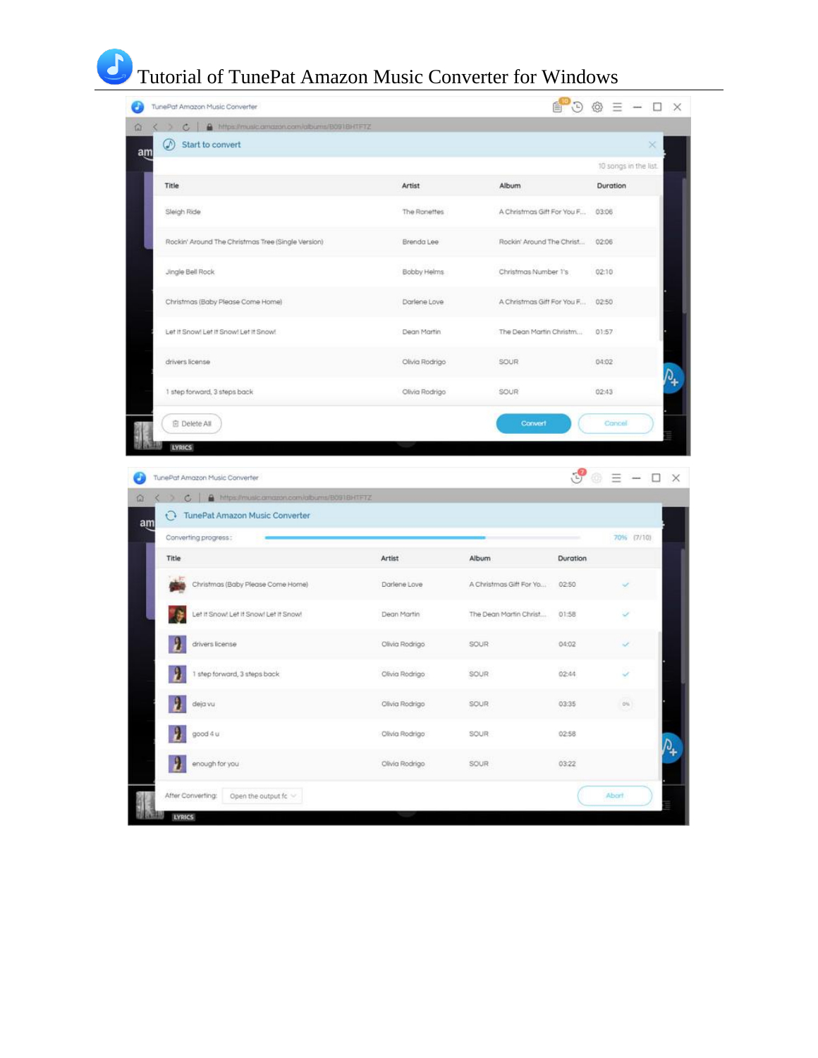# Tutorial of TunePat Amazon Music Converter for Windows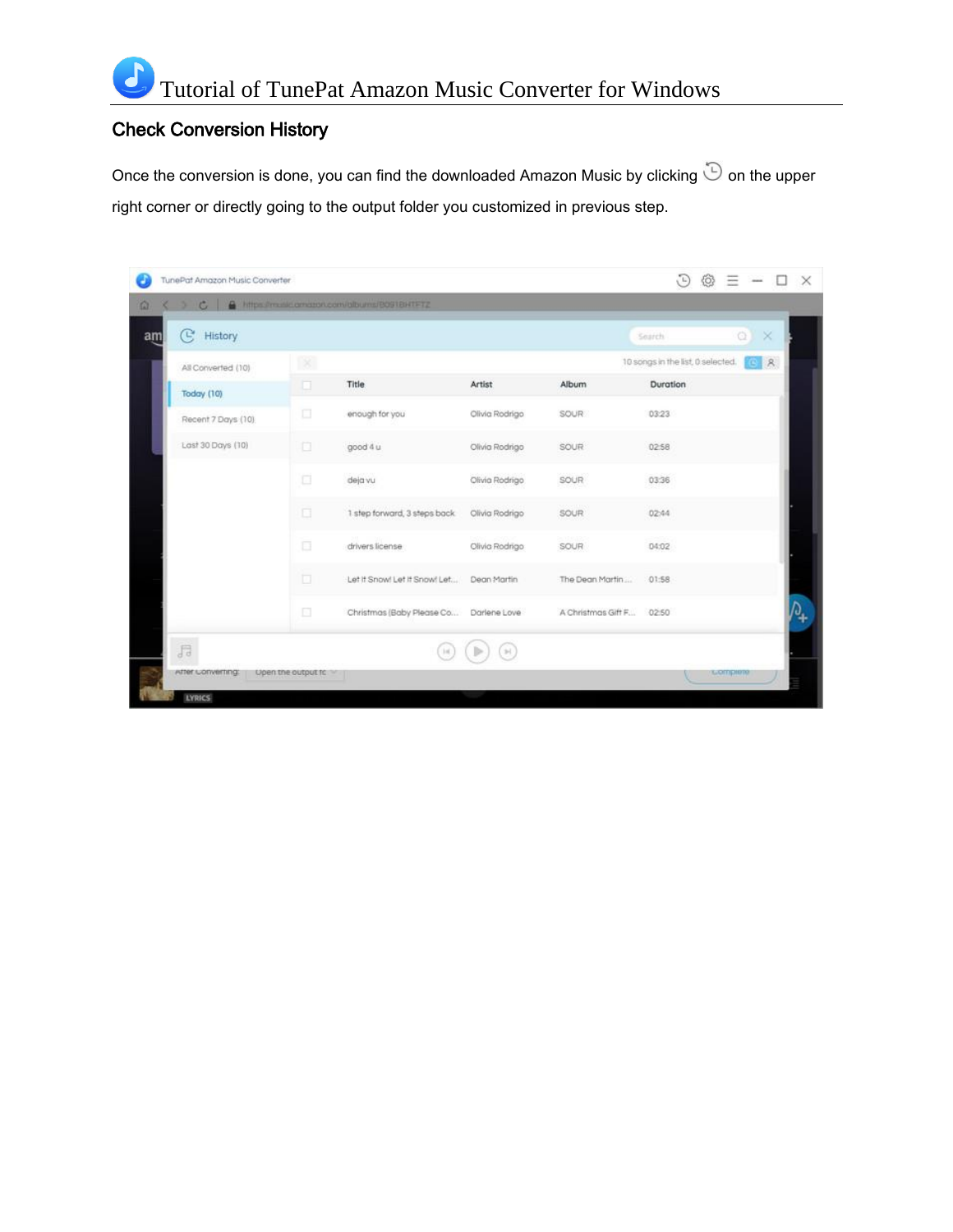## Check Conversion History

Once the conversion is done, you can find the downloaded Amazon Music by clicking on the upper right corner or directly going to the output folder you customized in previous step.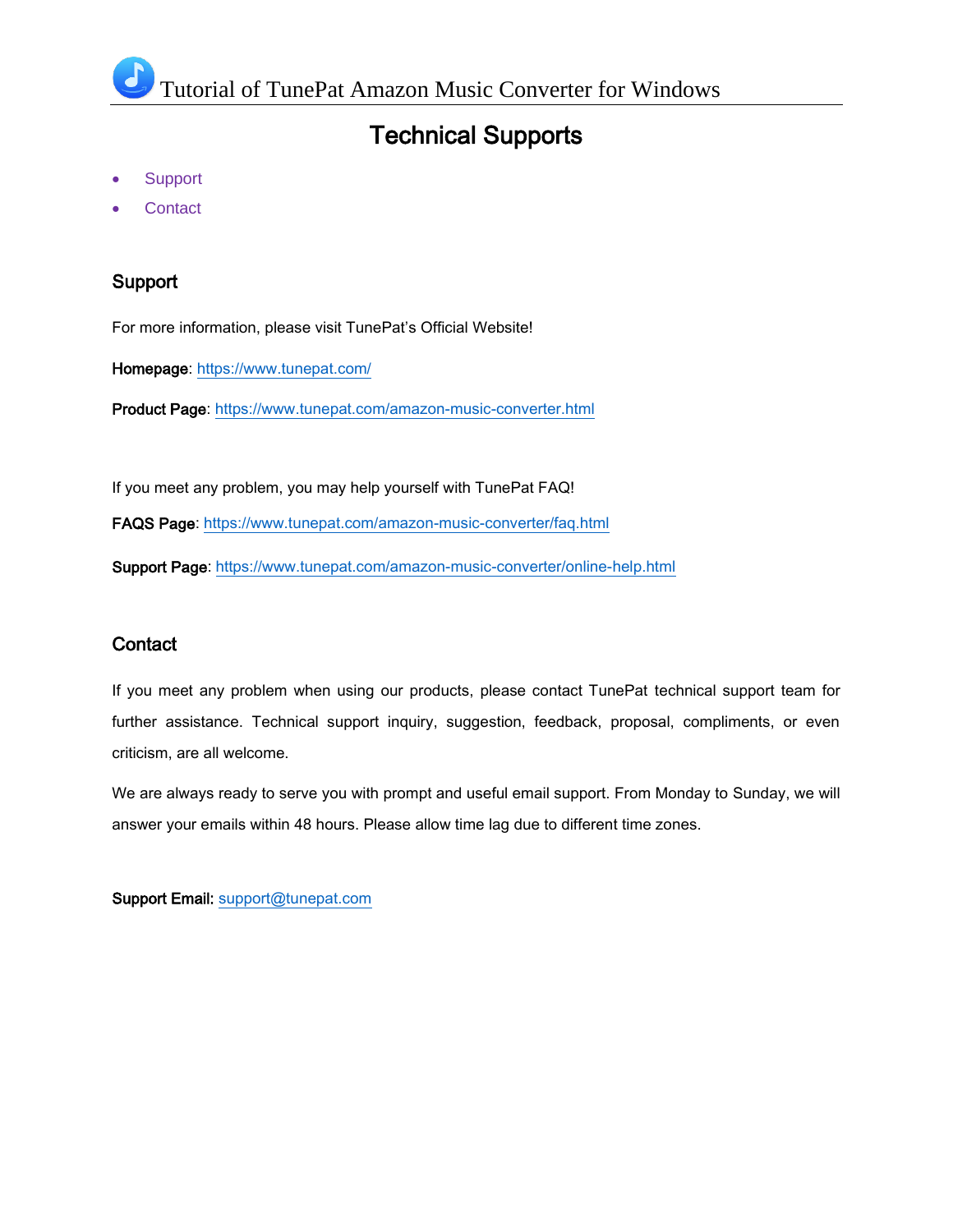# Technical Supports

- Support
- Contact

## Support

For more information, please visit TunePat's Official Website!

**Homepage**: https://www.tunepat.com/

**Product Page**: https://www.tunepat.com/amazon-music-converter.html

If you meet any problem, you may help yourself with TunePat FAQ!

**FAQS Page**: https://www.tunepat.com/amazon-music-converter/faq.html

**Support Page**: https://www.tunepat.com/amazon-music-converter/online-help.html

## Contact

If you meet any problem when using our products, please contact TunePat technical support team for further assistance. Technical support inquiry, suggestion, feedback, proposal, compliments, or even criticism, are all welcome.

We are always ready to serve you with prompt and useful email support. From Monday to Sunday, we will answer your emails within 48 hours. Please allow time lag due to different time zones.

**Support Email:** support@tunepat.com